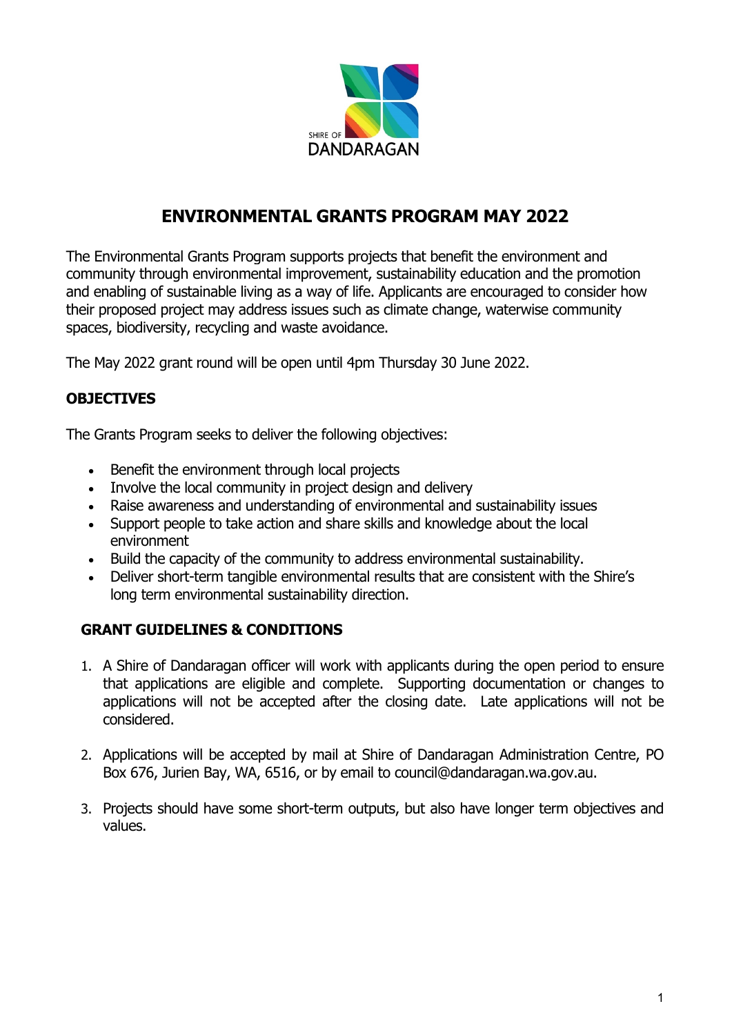SHIRE OF DANDARAGAN

# ENVIRONMENTAL GRANTS PROGRAM MAY 2022

The Environmental Grants Program supports projects that benefit the environment and community through environmental improvement, sustainability education and the promotion and enabling of sustainable living as a way of life. Applicants are encouraged to consider how their proposed project may address issues such as climate change, waterwise community spaces, biodiversity, recycling and waste avoidance.

The May 2022 grant round will be open until 4pm Thursday 30 June 2022.

## OBJECTIVES

The Grants Program seeks to deliver the following objectives:

- Benefit the environment through local projects
- Involve the local community in project design and delivery
- Raise awareness and understanding of environmental and sustainability issues
- Support people to take action and share skills and knowledge about the local environment
- Build the capacity of the community to address environmental sustainability.
- Deliver short-term tangible environmental results that are consistent with the Shire's long term environmental sustainability direction.

## GRANT GUIDELINES & CONDITIONS

1. A Shire of Dandaragan officer will work with applicants during the open period to ensure that applications are eligible and complete. Supporting documentation or changes to applications will not be accepted after the closing date. Late applications will not be considered.

2. Applications will be accepted by mail at Shire of Dandaragan Administration Centre, PO Box 676, Jurien Bay, WA, 6516, or by email to council@dandaragan.wa.gov.au.

3. Projects should have some short-term outputs, but also have longer term objectives and values.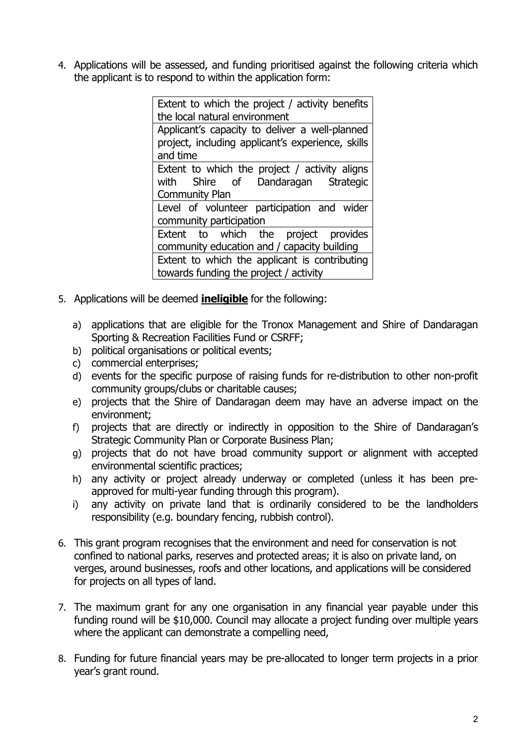4. Applications will be assessed, and funding prioritised against the following criteria which the applicant is to respond to within the application form:

| Extent to which the project / activity benefits the local natural environment |
|---|
| Applicant's capacity to deliver a well-planned project, including applicant's experience, skills and time |
| Extent to which the project / activity aligns with Shire of Dandaragan Strategic Community Plan |
| Level of volunteer participation and wider community participation |
| Extent to which the project provides community education and / capacity building |
| Extent to which the applicant is contributing towards funding the project / activity |

5. Applications will be deemed **ineligible** for the following:

   a) applications that are eligible for the Tronox Management and Shire of Dandaragan Sporting & Recreation Facilities Fund or CSRFF;
   b) political organisations or political events;
   c) commercial enterprises;
   d) events for the specific purpose of raising funds for re-distribution to other non-profit community groups/clubs or charitable causes;
   e) projects that the Shire of Dandaragan deem may have an adverse impact on the environment;
   f) projects that are directly or indirectly in opposition to the Shire of Dandaragan's Strategic Community Plan or Corporate Business Plan;
   g) projects that do not have broad community support or alignment with accepted environmental scientific practices;
   h) any activity or project already underway or completed (unless it has been pre-approved for multi-year funding through this program).
   i) any activity on private land that is ordinarily considered to be the landholders responsibility (e.g. boundary fencing, rubbish control).

6. This grant program recognises that the environment and need for conservation is not confined to national parks, reserves and protected areas; it is also on private land, on verges, around businesses, roofs and other locations, and applications will be considered for projects on all types of land.

7. The maximum grant for any one organisation in any financial year payable under this funding round will be $10,000. Council may allocate a project funding over multiple years where the applicant can demonstrate a compelling need,

8. Funding for future financial years may be pre-allocated to longer term projects in a prior year's grant round.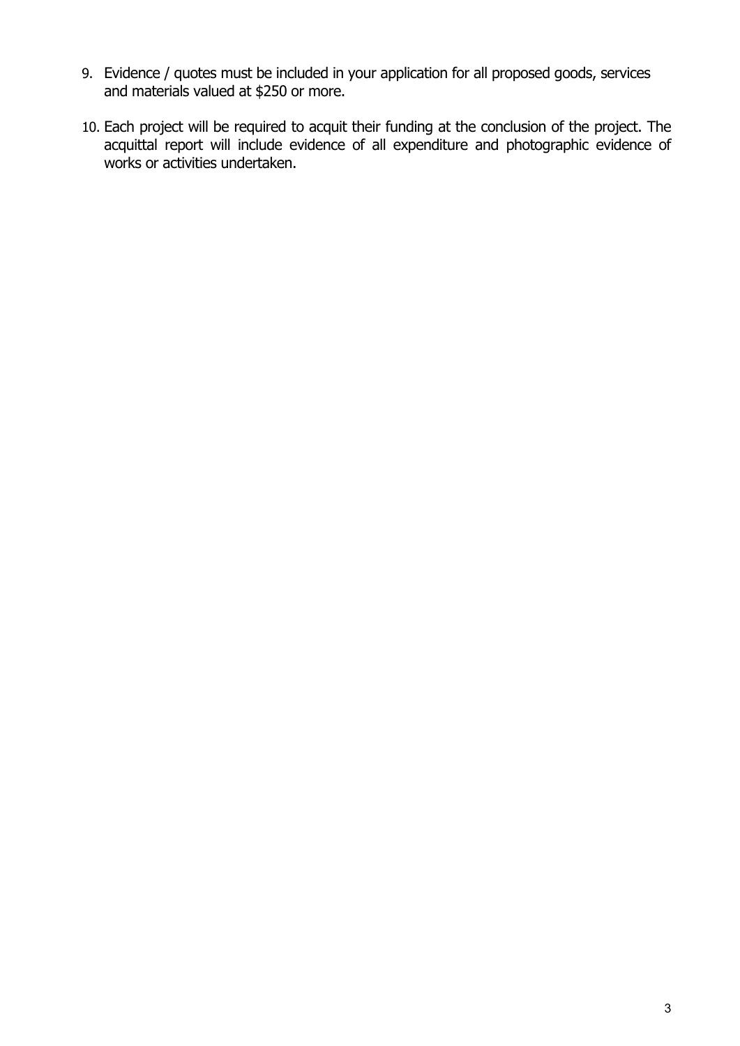9. Evidence / quotes must be included in your application for all proposed goods, services and materials valued at $250 or more.

10. Each project will be required to acquit their funding at the conclusion of the project. The acquittal report will include evidence of all expenditure and photographic evidence of works or activities undertaken.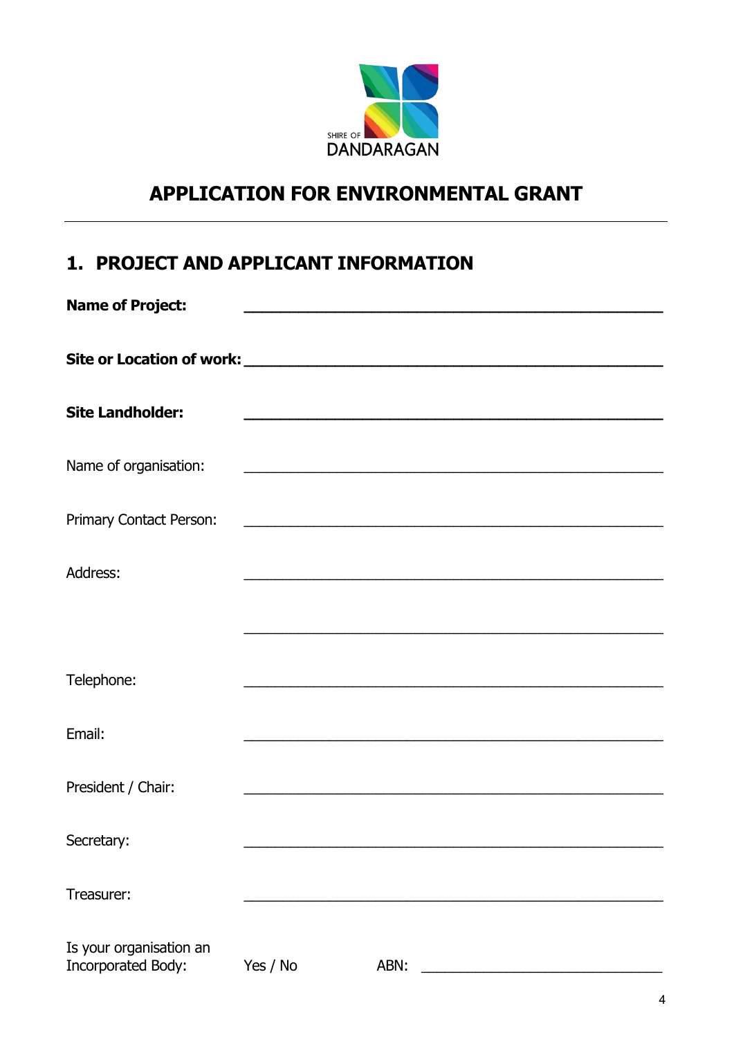SHIRE OF DANDARAGAN

# APPLICATION FOR ENVIRONMENTAL GRANT

---

## 1. PROJECT AND APPLICANT INFORMATION

**Name of Project:** ______________________________________________

**Site or Location of work:** ______________________________________________

**Site Landholder:** ______________________________________________

Name of organisation: ______________________________________________

Primary Contact Person: ______________________________________________

Address: ______________________________________________

______________________________________________

Telephone: ______________________________________________

Email: ______________________________________________

President / Chair: ______________________________________________

Secretary: ______________________________________________

Treasurer: ______________________________________________

Is your organisation an Incorporated Body: Yes / No ABN: ______________________________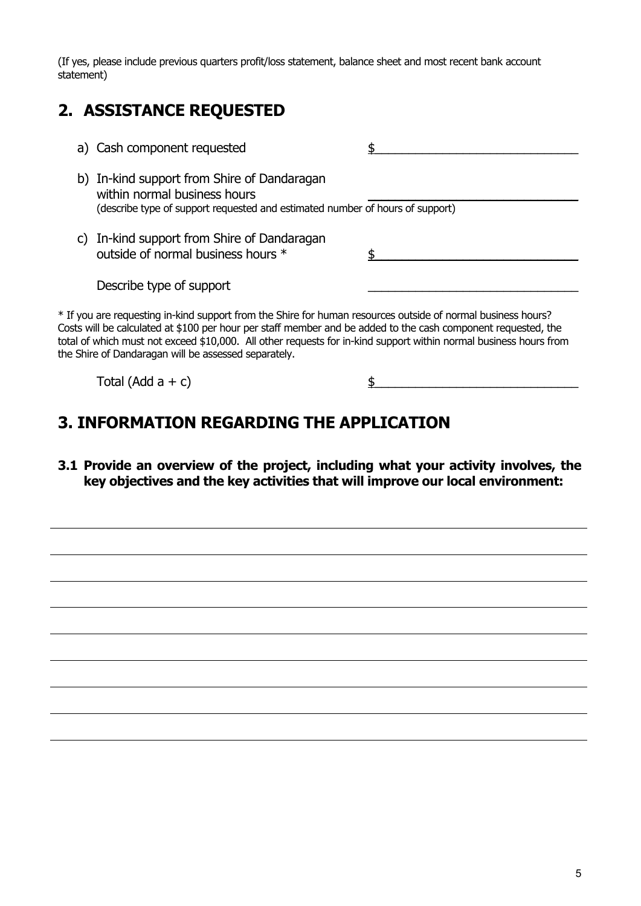(If yes, please include previous quarters profit/loss statement, balance sheet and most recent bank account statement)

## 2. ASSISTANCE REQUESTED

a) Cash component requested $______________________________

b) In-kind support from Shire of Dandaragan within normal business hours ______________________________
(describe type of support requested and estimated number of hours of support)

c) In-kind support from Shire of Dandaragan outside of normal business hours * $______________________________

Describe type of support ______________________________

* If you are requesting in-kind support from the Shire for human resources outside of normal business hours? Costs will be calculated at $100 per hour per staff member and be added to the cash component requested, the total of which must not exceed $10,000. All other requests for in-kind support within normal business hours from the Shire of Dandaragan will be assessed separately.

Total (Add a + c) $______________________________

## 3. INFORMATION REGARDING THE APPLICATION

### 3.1 Provide an overview of the project, including what your activity involves, the key objectives and the key activities that will improve our local environment:

______________________________________________________________________________

______________________________________________________________________________

______________________________________________________________________________

______________________________________________________________________________

______________________________________________________________________________

______________________________________________________________________________

______________________________________________________________________________

______________________________________________________________________________

______________________________________________________________________________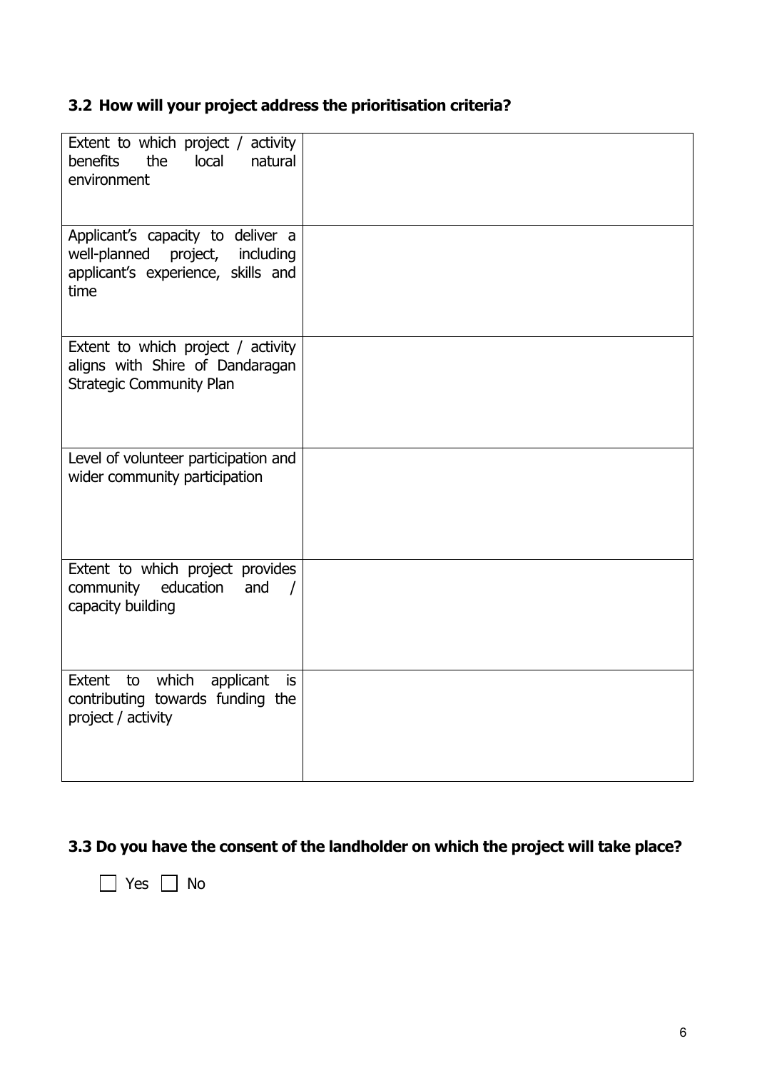### 3.2 How will your project address the prioritisation criteria?

| | |
|---|---|
| Extent to which project / activity benefits the local natural environment | |
| Applicant's capacity to deliver a well-planned project, including applicant's experience, skills and time | |
| Extent to which project / activity aligns with Shire of Dandaragan Strategic Community Plan | |
| Level of volunteer participation and wider community participation | |
| Extent to which project provides community education and / capacity building | |
| Extent to which applicant is contributing towards funding the project / activity | |

### 3.3 Do you have the consent of the landholder on which the project will take place?

☐ Yes ☐ No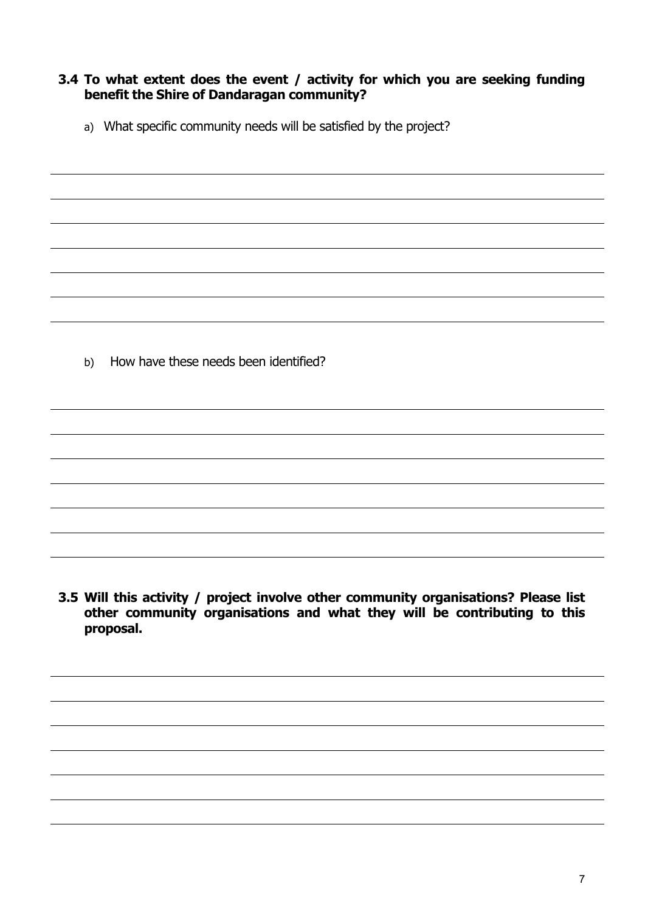**3.4 To what extent does the event / activity for which you are seeking funding benefit the Shire of Dandaragan community?**

a) What specific community needs will be satisfied by the project?

b) How have these needs been identified?

**3.5 Will this activity / project involve other community organisations? Please list other community organisations and what they will be contributing to this proposal.**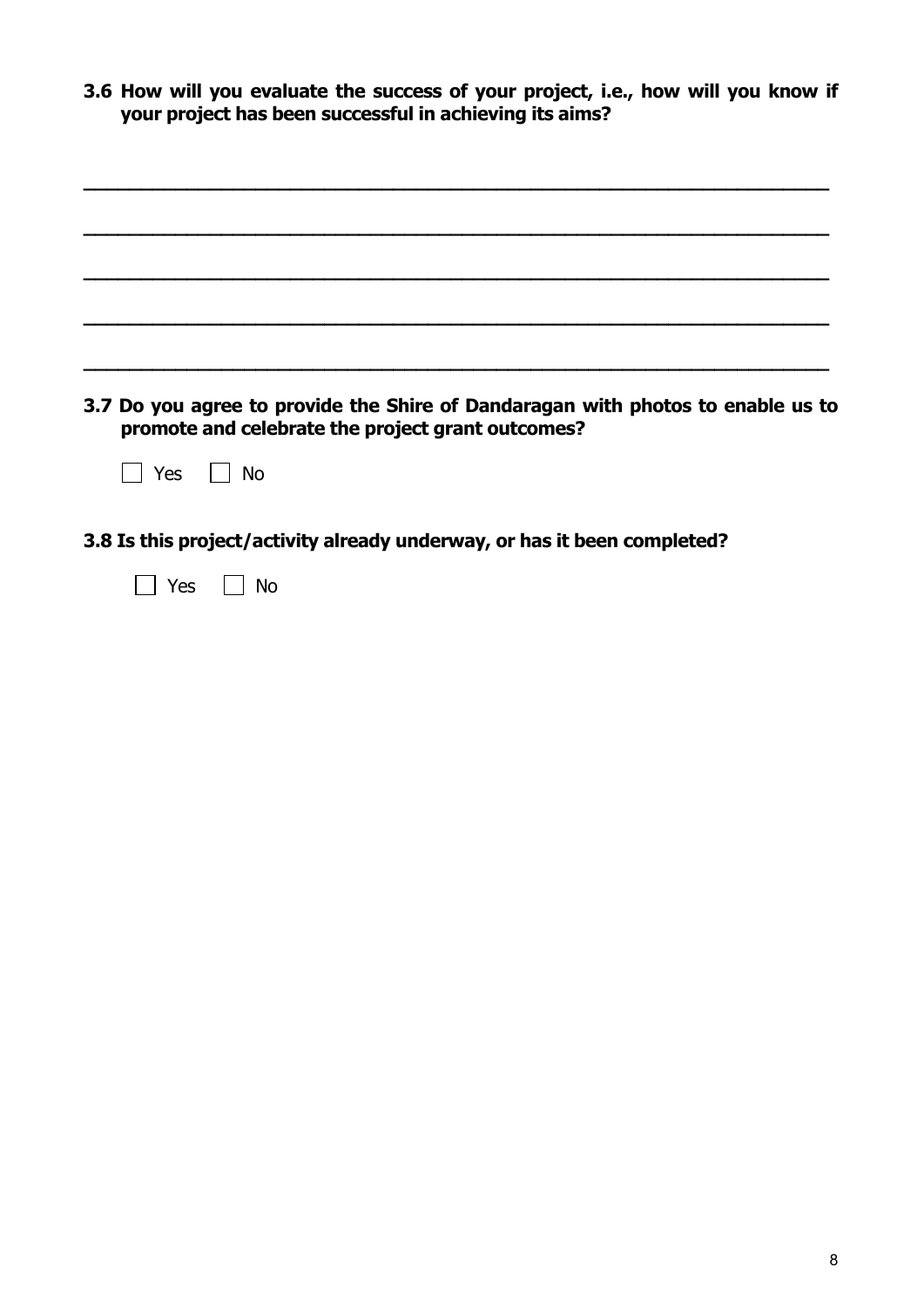**3.6 How will you evaluate the success of your project, i.e., how will you know if your project has been successful in achieving its aims?**

\_\_\_\_\_\_\_\_\_\_\_\_\_\_\_\_\_\_\_\_\_\_\_\_\_\_\_\_\_\_\_\_\_\_\_\_\_\_\_\_\_\_\_\_\_\_\_\_\_\_\_\_\_\_\_\_\_\_\_\_\_\_\_\_

\_\_\_\_\_\_\_\_\_\_\_\_\_\_\_\_\_\_\_\_\_\_\_\_\_\_\_\_\_\_\_\_\_\_\_\_\_\_\_\_\_\_\_\_\_\_\_\_\_\_\_\_\_\_\_\_\_\_\_\_\_\_\_\_

\_\_\_\_\_\_\_\_\_\_\_\_\_\_\_\_\_\_\_\_\_\_\_\_\_\_\_\_\_\_\_\_\_\_\_\_\_\_\_\_\_\_\_\_\_\_\_\_\_\_\_\_\_\_\_\_\_\_\_\_\_\_\_\_

\_\_\_\_\_\_\_\_\_\_\_\_\_\_\_\_\_\_\_\_\_\_\_\_\_\_\_\_\_\_\_\_\_\_\_\_\_\_\_\_\_\_\_\_\_\_\_\_\_\_\_\_\_\_\_\_\_\_\_\_\_\_\_\_

\_\_\_\_\_\_\_\_\_\_\_\_\_\_\_\_\_\_\_\_\_\_\_\_\_\_\_\_\_\_\_\_\_\_\_\_\_\_\_\_\_\_\_\_\_\_\_\_\_\_\_\_\_\_\_\_\_\_\_\_\_\_\_\_

**3.7 Do you agree to provide the Shire of Dandaragan with photos to enable us to promote and celebrate the project grant outcomes?**

☐ Yes ☐ No

**3.8 Is this project/activity already underway, or has it been completed?**

☐ Yes ☐ No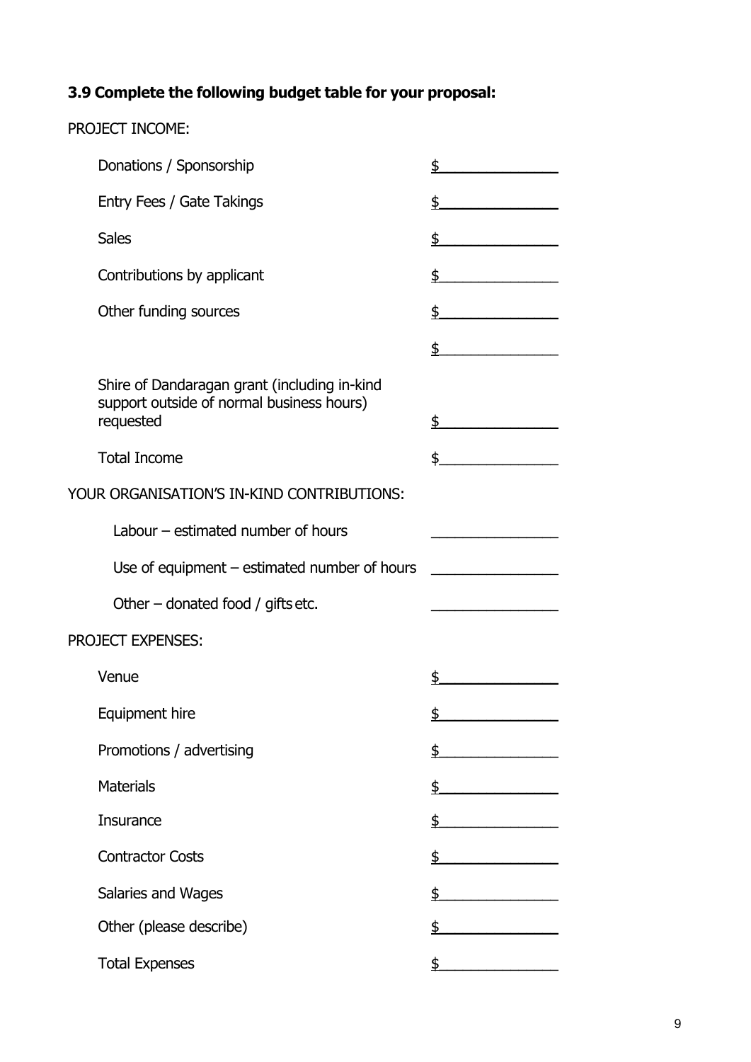### 3.9 Complete the following budget table for your proposal:

PROJECT INCOME:

| | |
|---|---|
| Donations / Sponsorship | $ |
| Entry Fees / Gate Takings | $ |
| Sales | $ |
| Contributions by applicant | $ |
| Other funding sources | $ |
| | $ |
| Shire of Dandaragan grant (including in-kind support outside of normal business hours) requested | $ |
| Total Income | $ |

YOUR ORGANISATION'S IN-KIND CONTRIBUTIONS:

| | |
|---|---|
| Labour – estimated number of hours | |
| Use of equipment – estimated number of hours | |
| Other – donated food / gifts etc. | |

PROJECT EXPENSES:

| | |
|---|---|
| Venue | $ |
| Equipment hire | $ |
| Promotions / advertising | $ |
| Materials | $ |
| Insurance | $ |
| Contractor Costs | $ |
| Salaries and Wages | $ |
| Other (please describe) | $ |
| Total Expenses | $ |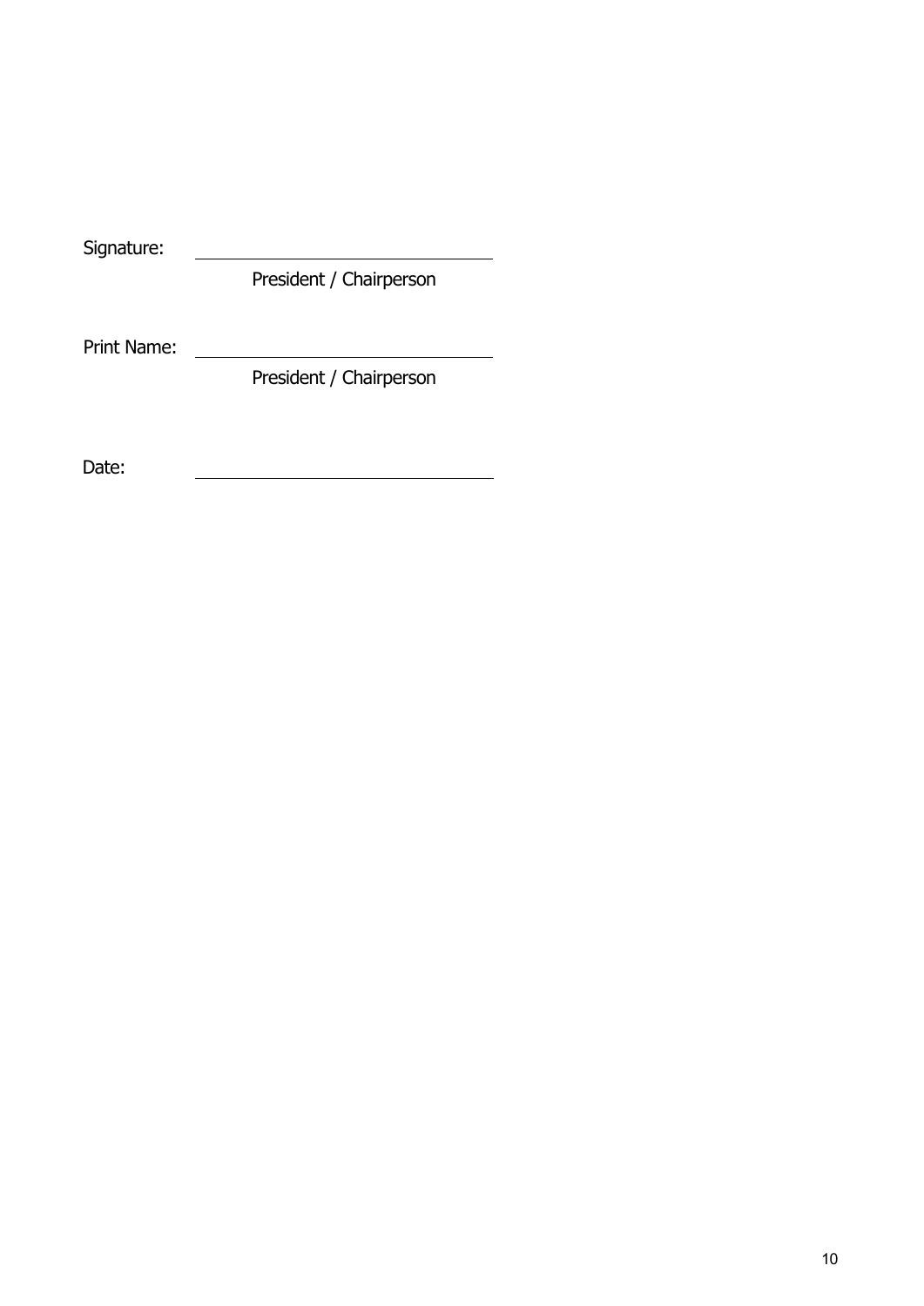Signature: ______________________________

President / Chairperson

Print Name: ______________________________

President / Chairperson

Date: ______________________________